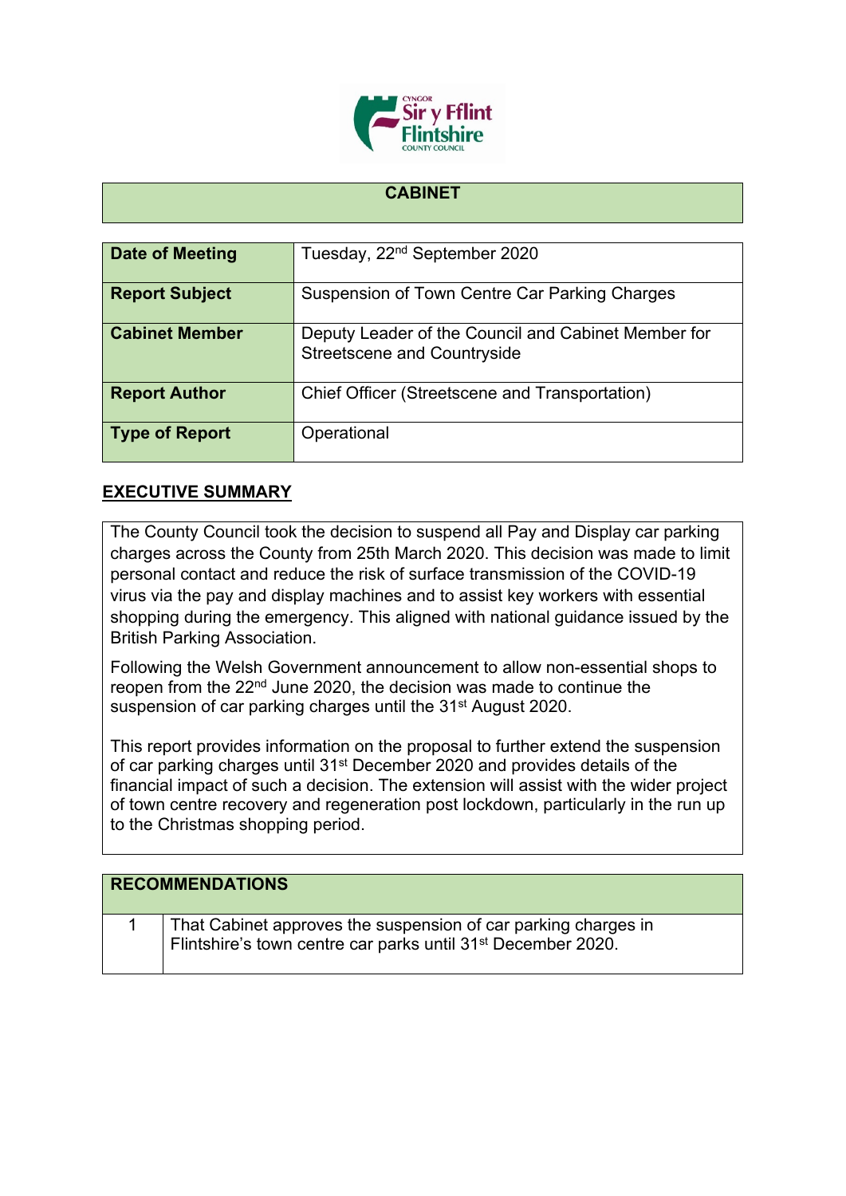# CABINET

| Date of Meeting | Tuesday, 22nd September 2020 |
|---|---|
| Report Subject | Suspension of Town Centre Car Parking Charges |
| Cabinet Member | Deputy Leader of the Council and Cabinet Member for Streetscene and Countryside |
| Report Author | Chief Officer (Streetscene and Transportation) |
| Type of Report | Operational |

## EXECUTIVE SUMMARY

The County Council took the decision to suspend all Pay and Display car parking charges across the County from 25th March 2020. This decision was made to limit personal contact and reduce the risk of surface transmission of the COVID-19 virus via the pay and display machines and to assist key workers with essential shopping during the emergency. This aligned with national guidance issued by the British Parking Association.

Following the Welsh Government announcement to allow non-essential shops to reopen from the 22nd June 2020, the decision was made to continue the suspension of car parking charges until the 31st August 2020.

This report provides information on the proposal to further extend the suspension of car parking charges until 31st December 2020 and provides details of the financial impact of such a decision. The extension will assist with the wider project of town centre recovery and regeneration post lockdown, particularly in the run up to the Christmas shopping period.

| RECOMMENDATIONS | |
|---|---|
| 1 | That Cabinet approves the suspension of car parking charges in Flintshire's town centre car parks until 31st December 2020. |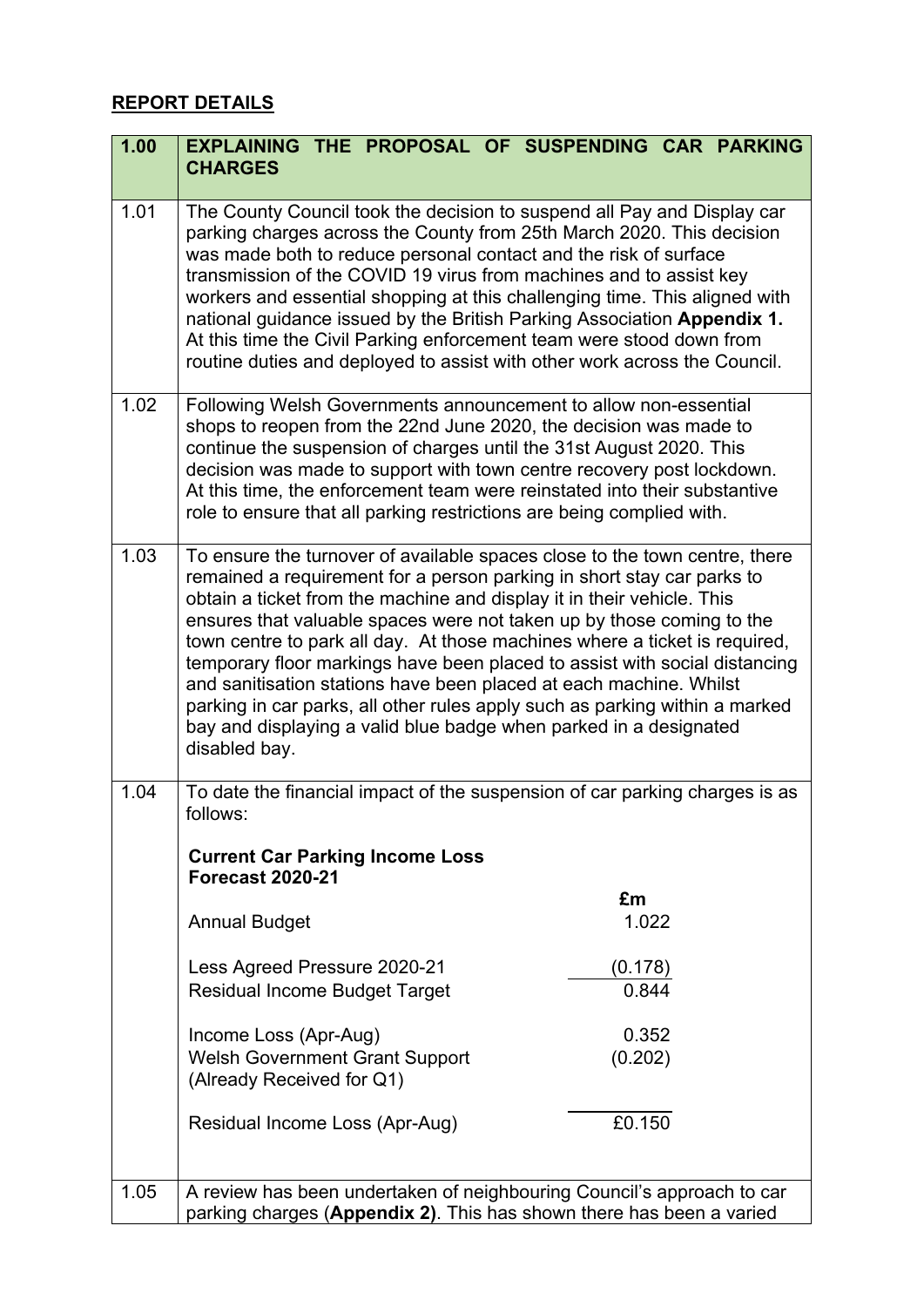## REPORT DETAILS

| 1.00 | **EXPLAINING THE PROPOSAL OF SUSPENDING CAR PARKING CHARGES** |
|---|---|
| 1.01 | The County Council took the decision to suspend all Pay and Display car parking charges across the County from 25th March 2020. This decision was made both to reduce personal contact and the risk of surface transmission of the COVID 19 virus from machines and to assist key workers and essential shopping at this challenging time. This aligned with national guidance issued by the British Parking Association **Appendix 1.** At this time the Civil Parking enforcement team were stood down from routine duties and deployed to assist with other work across the Council. |
| 1.02 | Following Welsh Governments announcement to allow non-essential shops to reopen from the 22nd June 2020, the decision was made to continue the suspension of charges until the 31st August 2020. This decision was made to support with town centre recovery post lockdown. At this time, the enforcement team were reinstated into their substantive role to ensure that all parking restrictions are being complied with. |
| 1.03 | To ensure the turnover of available spaces close to the town centre, there remained a requirement for a person parking in short stay car parks to obtain a ticket from the machine and display it in their vehicle. This ensures that valuable spaces were not taken up by those coming to the town centre to park all day. At those machines where a ticket is required, temporary floor markings have been placed to assist with social distancing and sanitisation stations have been placed at each machine. Whilst parking in car parks, all other rules apply such as parking within a marked bay and displaying a valid blue badge when parked in a designated disabled bay. |
| 1.04 | To date the financial impact of the suspension of car parking charges is as follows:<br><br>**Current Car Parking Income Loss Forecast 2020-21**<br><br>Annual Budget — £m 1.022<br><br>Less Agreed Pressure 2020-21 — (0.178)<br>Residual Income Budget Target — 0.844<br><br>Income Loss (Apr-Aug) — 0.352<br>Welsh Government Grant Support (Already Received for Q1) — (0.202)<br><br>Residual Income Loss (Apr-Aug) — £0.150 |
| 1.05 | A review has been undertaken of neighbouring Council's approach to car parking charges (**Appendix 2)**. This has shown there has been a varied |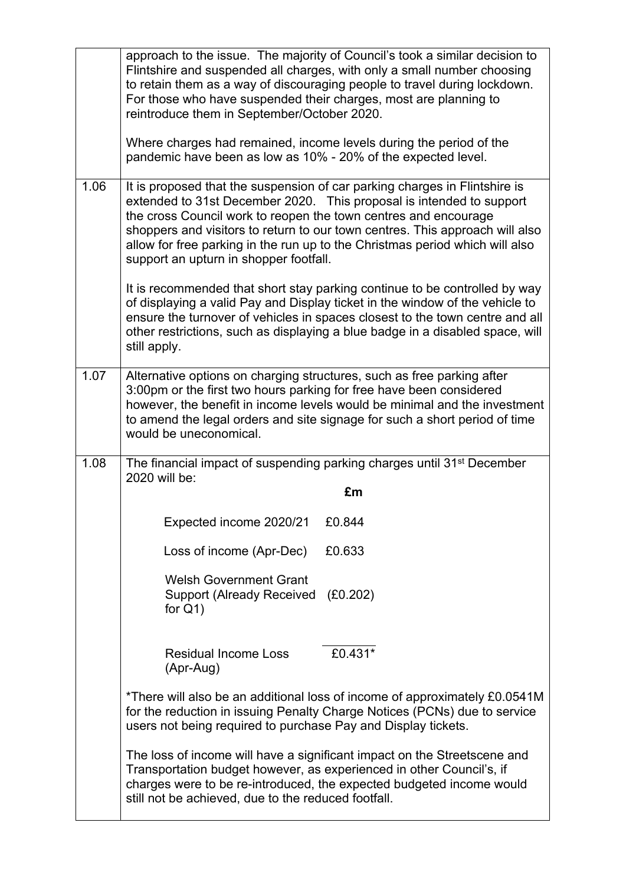| | |
|---|---|
| | approach to the issue. The majority of Council's took a similar decision to Flintshire and suspended all charges, with only a small number choosing to retain them as a way of discouraging people to travel during lockdown. For those who have suspended their charges, most are planning to reintroduce them in September/October 2020.<br><br>Where charges had remained, income levels during the period of the pandemic have been as low as 10% - 20% of the expected level. |
| 1.06 | It is proposed that the suspension of car parking charges in Flintshire is extended to 31st December 2020. This proposal is intended to support the cross Council work to reopen the town centres and encourage shoppers and visitors to return to our town centres. This approach will also allow for free parking in the run up to the Christmas period which will also support an upturn in shopper footfall.<br><br>It is recommended that short stay parking continue to be controlled by way of displaying a valid Pay and Display ticket in the window of the vehicle to ensure the turnover of vehicles in spaces closest to the town centre and all other restrictions, such as displaying a blue badge in a disabled space, will still apply. |
| 1.07 | Alternative options on charging structures, such as free parking after 3:00pm or the first two hours parking for free have been considered however, the benefit in income levels would be minimal and the investment to amend the legal orders and site signage for such a short period of time would be uneconomical. |
| 1.08 | The financial impact of suspending parking charges until 31st December 2020 will be:<br><br>**£m**<br><br>Expected income 2020/21 — £0.844<br><br>Loss of income (Apr-Dec) — £0.633<br><br>Welsh Government Grant Support (Already Received for Q1) — (£0.202)<br><br>Residual Income Loss (Apr-Aug) — £0.431*<br><br>*There will also be an additional loss of income of approximately £0.0541M for the reduction in issuing Penalty Charge Notices (PCNs) due to service users not being required to purchase Pay and Display tickets.<br><br>The loss of income will have a significant impact on the Streetscene and Transportation budget however, as experienced in other Council's, if charges were to be re-introduced, the expected budgeted income would still not be achieved, due to the reduced footfall. |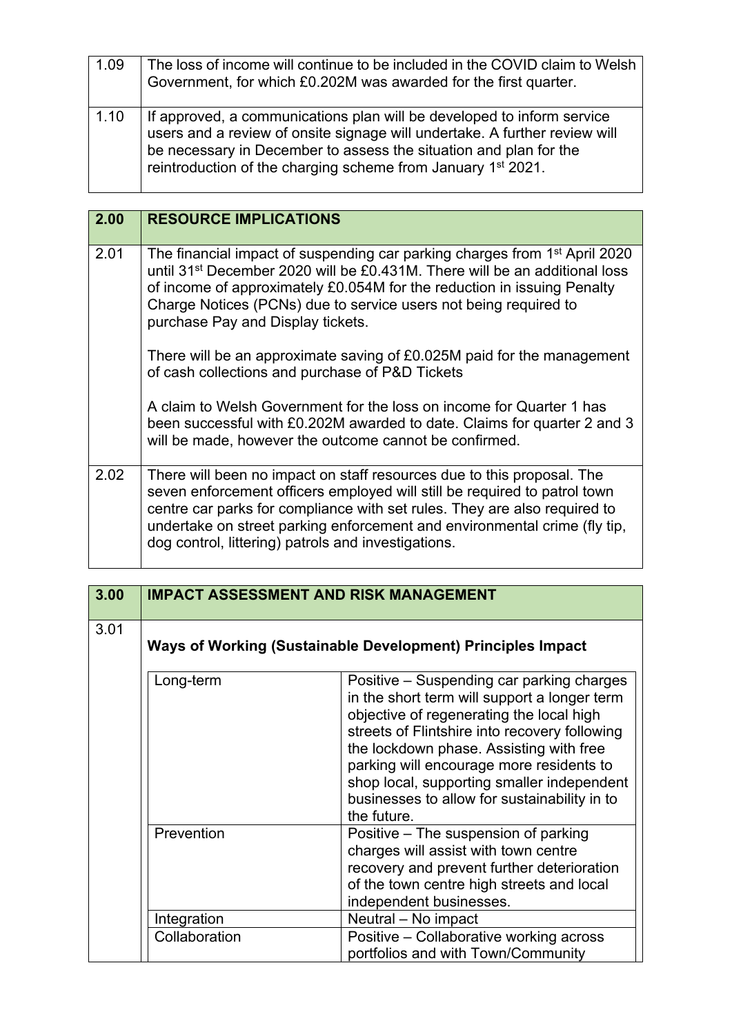| | |
|---|---|
| 1.09 | The loss of income will continue to be included in the COVID claim to Welsh Government, for which £0.202M was awarded for the first quarter. |
| 1.10 | If approved, a communications plan will be developed to inform service users and a review of onsite signage will undertake. A further review will be necessary in December to assess the situation and plan for the reintroduction of the charging scheme from January 1st 2021. |

| 2.00 | RESOURCE IMPLICATIONS |
|---|---|
| 2.01 | The financial impact of suspending car parking charges from 1st April 2020 until 31st December 2020 will be £0.431M. There will be an additional loss of income of approximately £0.054M for the reduction in issuing Penalty Charge Notices (PCNs) due to service users not being required to purchase Pay and Display tickets.<br><br>There will be an approximate saving of £0.025M paid for the management of cash collections and purchase of P&D Tickets<br><br>A claim to Welsh Government for the loss on income for Quarter 1 has been successful with £0.202M awarded to date. Claims for quarter 2 and 3 will be made, however the outcome cannot be confirmed. |
| 2.02 | There will been no impact on staff resources due to this proposal. The seven enforcement officers employed will still be required to patrol town centre car parks for compliance with set rules. They are also required to undertake on street parking enforcement and environmental crime (fly tip, dog control, littering) patrols and investigations. |

| 3.00 | IMPACT ASSESSMENT AND RISK MANAGEMENT |
|---|---|
| 3.01 | **Ways of Working (Sustainable Development) Principles Impact** |

| Principle | Impact |
|---|---|
| Long-term | Positive – Suspending car parking charges in the short term will support a longer term objective of regenerating the local high streets of Flintshire into recovery following the lockdown phase. Assisting with free parking will encourage more residents to shop local, supporting smaller independent businesses to allow for sustainability in to the future. |
| Prevention | Positive – The suspension of parking charges will assist with town centre recovery and prevent further deterioration of the town centre high streets and local independent businesses. |
| Integration | Neutral – No impact |
| Collaboration | Positive – Collaborative working across portfolios and with Town/Community |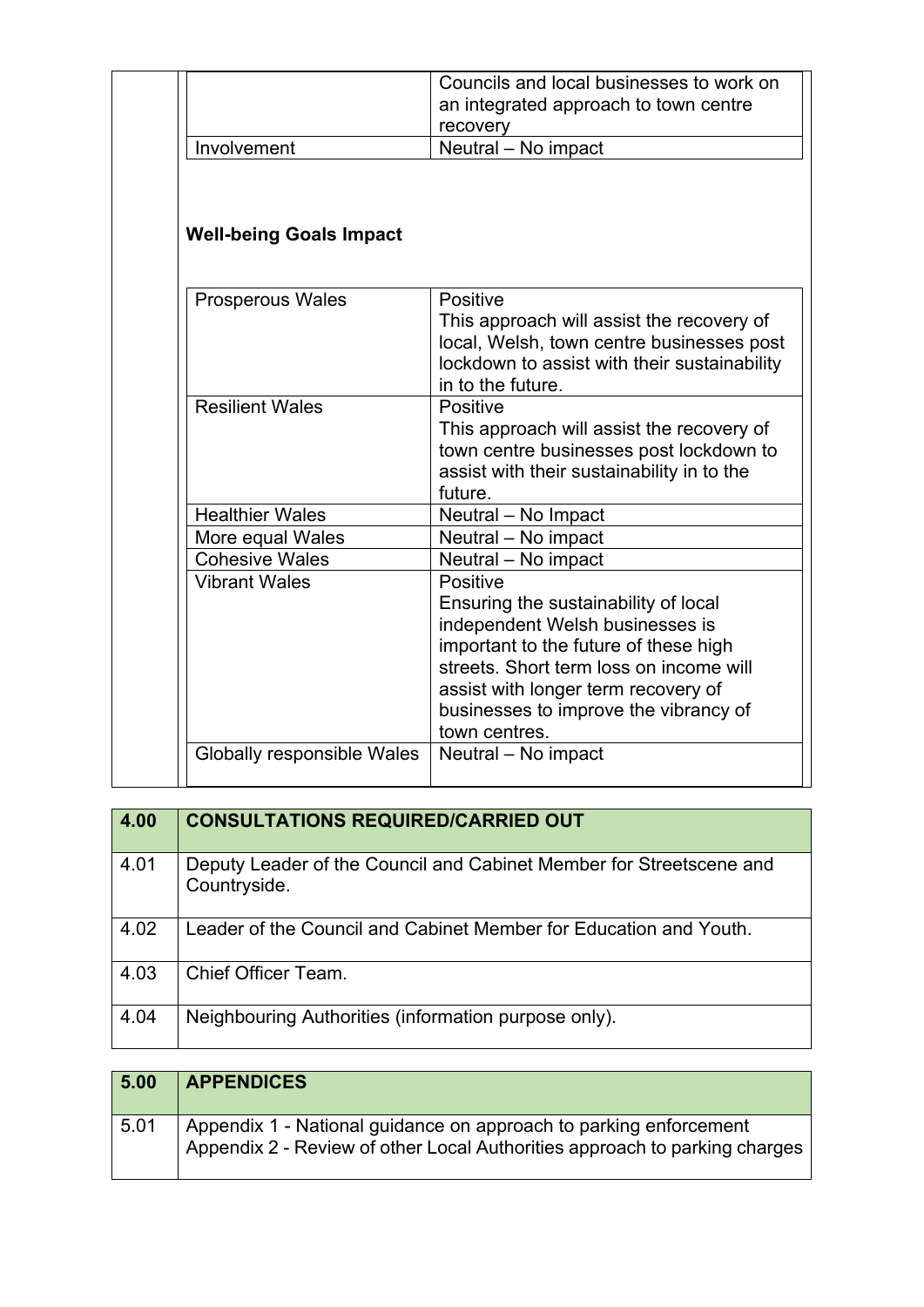| | |
|---|---|
| | Councils and local businesses to work on an integrated approach to town centre recovery |
| Involvement | Neutral – No impact |

**Well-being Goals Impact**

| | |
|---|---|
| Prosperous Wales | Positive<br>This approach will assist the recovery of local, Welsh, town centre businesses post lockdown to assist with their sustainability in to the future. |
| Resilient Wales | Positive<br>This approach will assist the recovery of town centre businesses post lockdown to assist with their sustainability in to the future. |
| Healthier Wales | Neutral – No Impact |
| More equal Wales | Neutral – No impact |
| Cohesive Wales | Neutral – No impact |
| Vibrant Wales | Positive<br>Ensuring the sustainability of local independent Welsh businesses is important to the future of these high streets. Short term loss on income will assist with longer term recovery of businesses to improve the vibrancy of town centres. |
| Globally responsible Wales | Neutral – No impact |

| 4.00 | CONSULTATIONS REQUIRED/CARRIED OUT |
|---|---|
| 4.01 | Deputy Leader of the Council and Cabinet Member for Streetscene and Countryside. |
| 4.02 | Leader of the Council and Cabinet Member for Education and Youth. |
| 4.03 | Chief Officer Team. |
| 4.04 | Neighbouring Authorities (information purpose only). |

| 5.00 | APPENDICES |
|---|---|
| 5.01 | Appendix 1 - National guidance on approach to parking enforcement<br>Appendix 2 - Review of other Local Authorities approach to parking charges |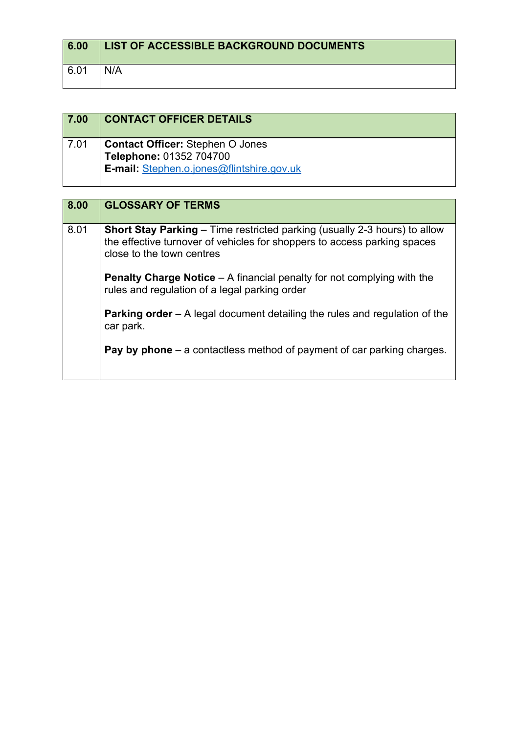| 6.00 | LIST OF ACCESSIBLE BACKGROUND DOCUMENTS |
|---|---|
| 6.01 | N/A |

| 7.00 | CONTACT OFFICER DETAILS |
|---|---|
| 7.01 | **Contact Officer:** Stephen O Jones<br>**Telephone:** 01352 704700<br>**E-mail:** [Stephen.o.jones@flintshire.gov.uk](mailto:Stephen.o.jones@flintshire.gov.uk) |

| 8.00 | GLOSSARY OF TERMS |
|---|---|
| 8.01 | **Short Stay Parking** – Time restricted parking (usually 2-3 hours) to allow the effective turnover of vehicles for shoppers to access parking spaces close to the town centres<br><br>**Penalty Charge Notice** – A financial penalty for not complying with the rules and regulation of a legal parking order<br><br>**Parking order** – A legal document detailing the rules and regulation of the car park.<br><br>**Pay by phone** – a contactless method of payment of car parking charges. |